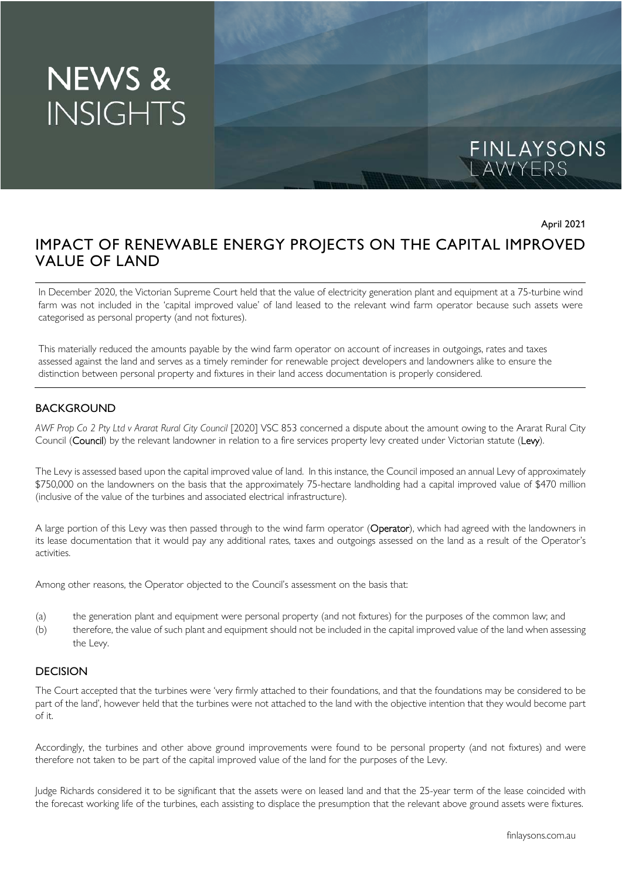# NEWS & INSIGHTS

FINLAYSONS LAWYERS

April 2021

# IMPACT OF RENEWABLE ENERGY PROJECTS ON THE CAPITAL IMPROVED VALUE OF LAND

In December 2020, the Victorian Supreme Court held that the value of electricity generation plant and equipment at a 75-turbine wind farm was not included in the 'capital improved value' of land leased to the relevant wind farm operator because such assets were categorised as personal property (and not fixtures).

This materially reduced the amounts payable by the wind farm operator on account of increases in outgoings, rates and taxes assessed against the land and serves as a timely reminder for renewable project developers and landowners alike to ensure the distinction between personal property and fixtures in their land access documentation is properly considered.

## BACKGROUND

*AWF Prop Co 2 Pty Ltd v Ararat Rural City Council* [2020] VSC 853 concerned a dispute about the amount owing to the Ararat Rural City Council (**Council**) by the relevant landowner in relation to a fire services property levy created under Victorian statute (**Levy**).

The Levy is assessed based upon the capital improved value of land. In this instance, the Council imposed an annual Levy of approximately $750,000 on the landowners on the basis that the approximately 75-hectare landholding had a capital improved value of $470 million (inclusive of the value of the turbines and associated electrical infrastructure).

A large portion of this Levy was then passed through to the wind farm operator (**Operator**), which had agreed with the landowners in its lease documentation that it would pay any additional rates, taxes and outgoings assessed on the land as a result of the Operator's activities.

Among other reasons, the Operator objected to the Council's assessment on the basis that:

(a) the generation plant and equipment were personal property (and not fixtures) for the purposes of the common law; and

(b) therefore, the value of such plant and equipment should not be included in the capital improved value of the land when assessing the Levy.

## DECISION

The Court accepted that the turbines were 'very firmly attached to their foundations, and that the foundations may be considered to be part of the land', however held that the turbines were not attached to the land with the objective intention that they would become part of it.

Accordingly, the turbines and other above ground improvements were found to be personal property (and not fixtures) and were therefore not taken to be part of the capital improved value of the land for the purposes of the Levy.

Judge Richards considered it to be significant that the assets were on leased land and that the 25-year term of the lease coincided with the forecast working life of the turbines, each assisting to displace the presumption that the relevant above ground assets were fixtures.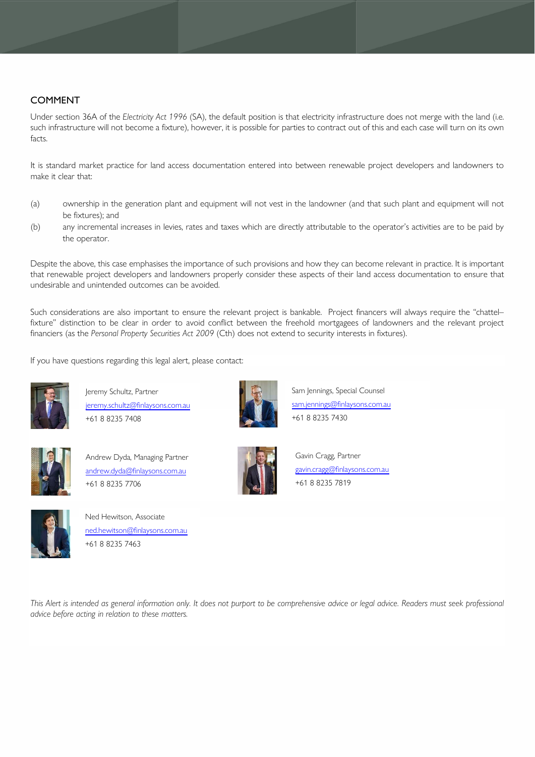## COMMENT

Under section 36A of the *Electricity Act 1996* (SA), the default position is that electricity infrastructure does not merge with the land (i.e. such infrastructure will not become a fixture), however, it is possible for parties to contract out of this and each case will turn on its own facts.

It is standard market practice for land access documentation entered into between renewable project developers and landowners to make it clear that:

(a) ownership in the generation plant and equipment will not vest in the landowner (and that such plant and equipment will not be fixtures); and

(b) any incremental increases in levies, rates and taxes which are directly attributable to the operator's activities are to be paid by the operator.

Despite the above, this case emphasises the importance of such provisions and how they can become relevant in practice. It is important that renewable project developers and landowners properly consider these aspects of their land access documentation to ensure that undesirable and unintended outcomes can be avoided.

Such considerations are also important to ensure the relevant project is bankable. Project financers will always require the "chattel–fixture" distinction to be clear in order to avoid conflict between the freehold mortgagees of landowners and the relevant project financiers (as the *Personal Property Securities Act 2009* (Cth) does not extend to security interests in fixtures).

If you have questions regarding this legal alert, please contact:

Jeremy Schultz, Partner
jeremy.schultz@finlaysons.com.au
+61 8 8235 7408

Sam Jennings, Special Counsel
sam.jennings@finlaysons.com.au
+61 8 8235 7430

Andrew Dyda, Managing Partner
andrew.dyda@finlaysons.com.au
+61 8 8235 7706

Gavin Cragg, Partner
gavin.cragg@finlaysons.com.au
+61 8 8235 7819

Ned Hewitson, Associate
ned.hewitson@finlaysons.com.au
+61 8 8235 7463

*This Alert is intended as general information only. It does not purport to be comprehensive advice or legal advice. Readers must seek professional advice before acting in relation to these matters.*